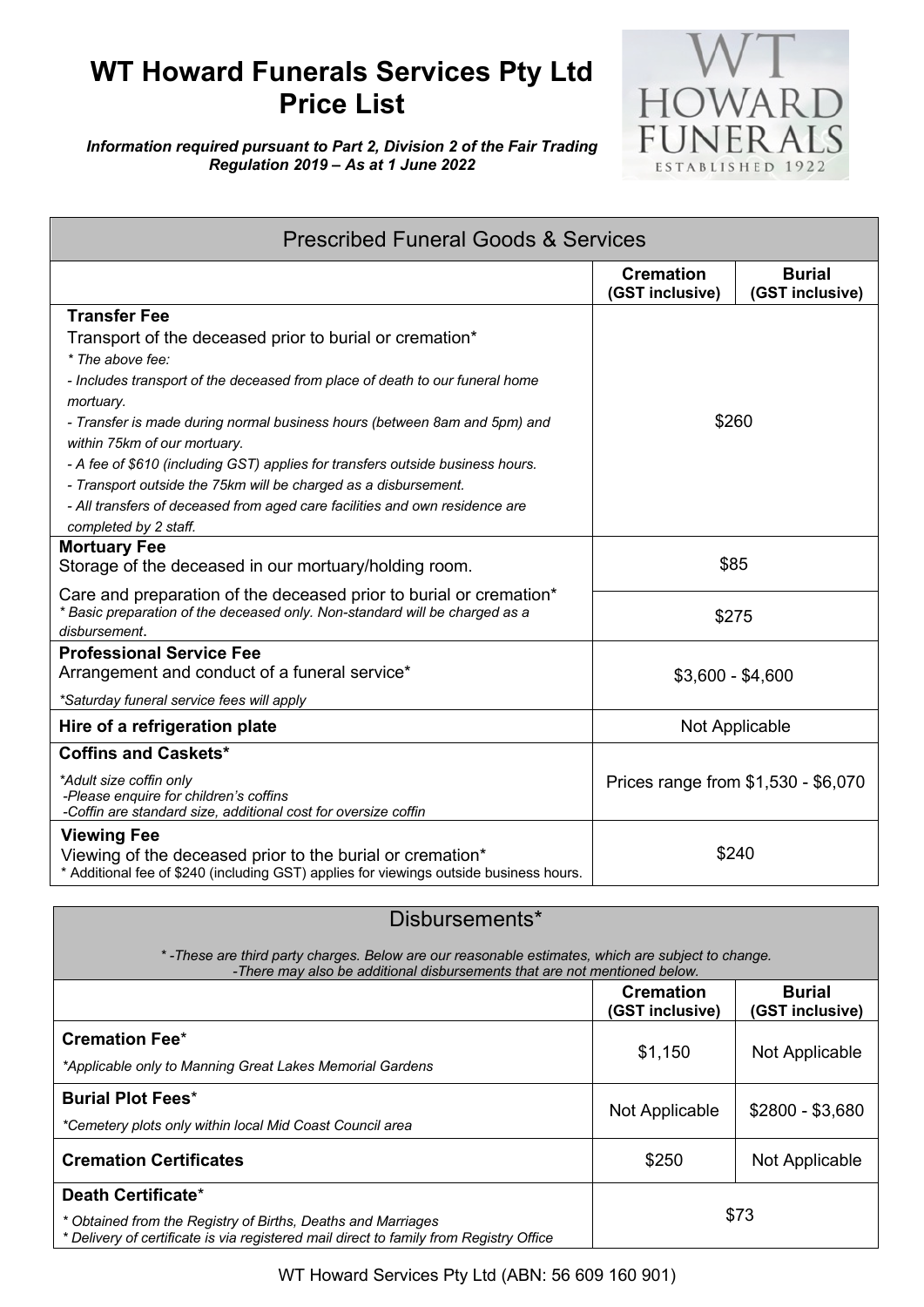# WT Howard Funerals Services Pty Ltd Price List

***Information required pursuant to Part 2, Division 2 of the Fair Trading Regulation 2019 – As at 1 June 2022***

| Prescribed Funeral Goods & Services | | |
|---|---|---|
| | **Cremation (GST inclusive)** | **Burial (GST inclusive)** |
| **Transfer Fee**<br>Transport of the deceased prior to burial or cremation*<br>*\* The above fee:*<br>*- Includes transport of the deceased from place of death to our funeral home mortuary.*<br>*- Transfer is made during normal business hours (between 8am and 5pm) and within 75km of our mortuary.*<br>*- A fee of $610 (including GST) applies for transfers outside business hours.*<br>*- Transport outside the 75km will be charged as a disbursement.*<br>*- All transfers of deceased from aged care facilities and own residence are completed by 2 staff.* | $260 | |
| **Mortuary Fee**<br>Storage of the deceased in our mortuary/holding room. | $85 | |
| Care and preparation of the deceased prior to burial or cremation*<br>*\* Basic preparation of the deceased only. Non-standard will be charged as a disbursement.* | $275 | |
| **Professional Service Fee**<br>Arrangement and conduct of a funeral service*<br>*\*Saturday funeral service fees will apply* | $3,600 - $4,600 | |
| **Hire of a refrigeration plate** | Not Applicable | |
| **Coffins and Caskets***<br>*\*Adult size coffin only*<br>*-Please enquire for children's coffins*<br>*-Coffin are standard size, additional cost for oversize coffin* | Prices range from $1,530 - $6,070 | |
| **Viewing Fee**<br>Viewing of the deceased prior to the burial or cremation*<br>\* Additional fee of $240 (including GST) applies for viewings outside business hours. | $240 | |

| Disbursements*<br>*\* -These are third party charges. Below are our reasonable estimates, which are subject to change.*<br>*-There may also be additional disbursements that are not mentioned below.* | | |
|---|---|---|
| | **Cremation (GST inclusive)** | **Burial (GST inclusive)** |
| **Cremation Fee***<br>*\*Applicable only to Manning Great Lakes Memorial Gardens* | $1,150 | Not Applicable |
| **Burial Plot Fees***<br>*\*Cemetery plots only within local Mid Coast Council area* | Not Applicable | $2800 - $3,680 |
| **Cremation Certificates** | $250 | Not Applicable |
| **Death Certificate***<br>*\* Obtained from the Registry of Births, Deaths and Marriages*<br>*\* Delivery of certificate is via registered mail direct to family from Registry Office* | $73 | |

WT Howard Services Pty Ltd (ABN: 56 609 160 901)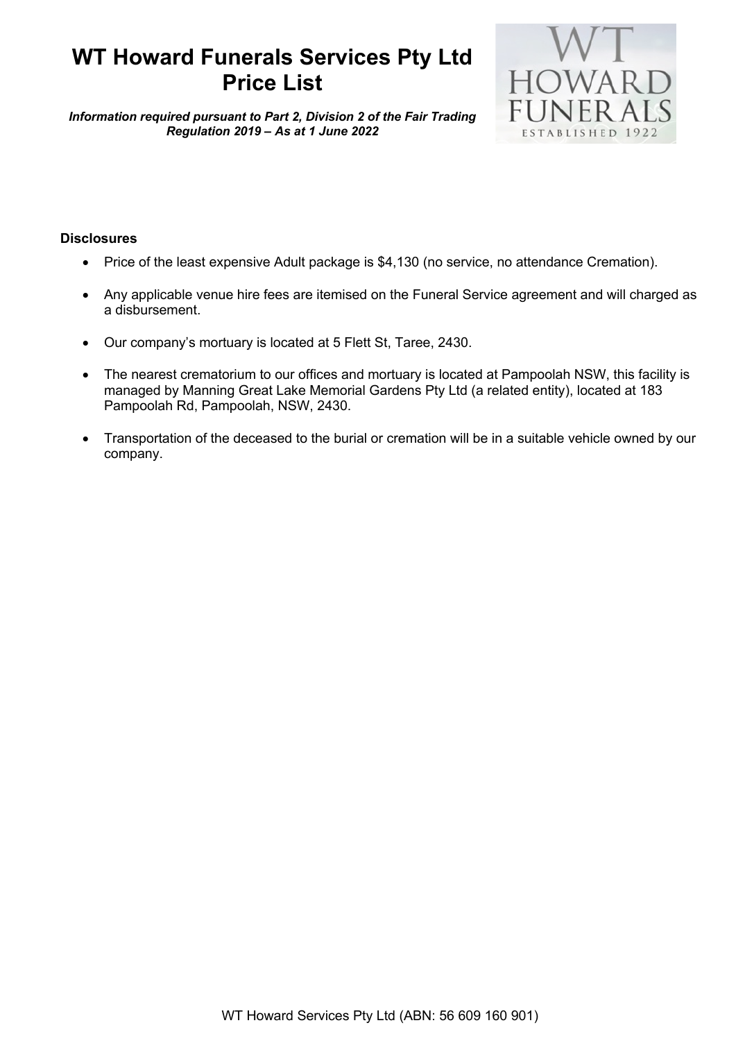# WT Howard Funerals Services Pty Ltd Price List

***Information required pursuant to Part 2, Division 2 of the Fair Trading Regulation 2019 – As at 1 June 2022***

**Disclosures**

- Price of the least expensive Adult package is $4,130 (no service, no attendance Cremation).
- Any applicable venue hire fees are itemised on the Funeral Service agreement and will charged as a disbursement.
- Our company's mortuary is located at 5 Flett St, Taree, 2430.
- The nearest crematorium to our offices and mortuary is located at Pampoolah NSW, this facility is managed by Manning Great Lake Memorial Gardens Pty Ltd (a related entity), located at 183 Pampoolah Rd, Pampoolah, NSW, 2430.
- Transportation of the deceased to the burial or cremation will be in a suitable vehicle owned by our company.

WT Howard Services Pty Ltd (ABN: 56 609 160 901)